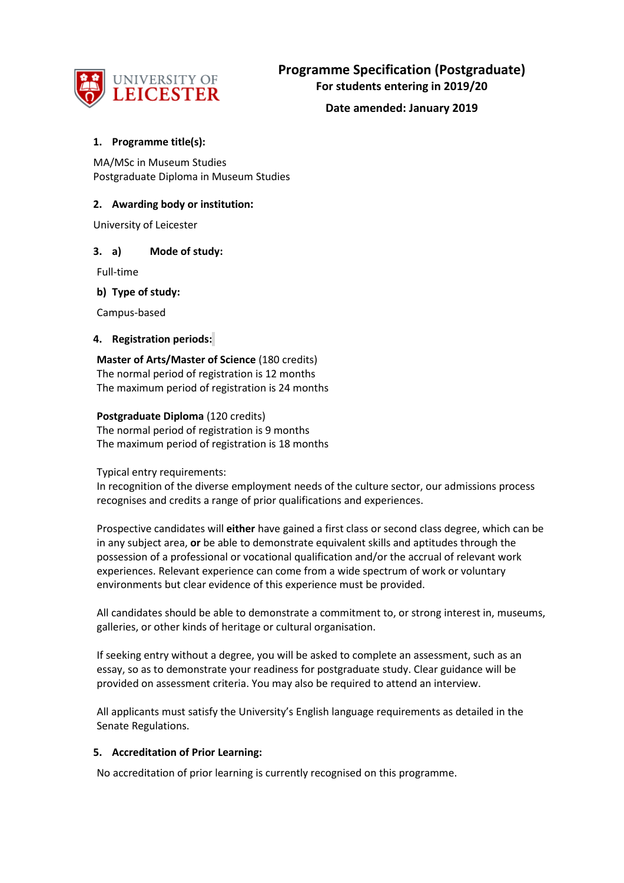UNIVERSITY OF LEICESTER

# Programme Specification (Postgraduate)

**For students entering in 2019/20**

**Date amended: January 2019**

## 1. Programme title(s):

MA/MSc in Museum Studies
Postgraduate Diploma in Museum Studies

## 2. Awarding body or institution:

University of Leicester

## 3. a) Mode of study:

Full-time

**b) Type of study:**

Campus-based

## 4. Registration periods:

**Master of Arts/Master of Science** (180 credits)
The normal period of registration is 12 months
The maximum period of registration is 24 months

**Postgraduate Diploma** (120 credits)
The normal period of registration is 9 months
The maximum period of registration is 18 months

Typical entry requirements:
In recognition of the diverse employment needs of the culture sector, our admissions process recognises and credits a range of prior qualifications and experiences.

Prospective candidates will **either** have gained a first class or second class degree, which can be in any subject area, **or** be able to demonstrate equivalent skills and aptitudes through the possession of a professional or vocational qualification and/or the accrual of relevant work experiences. Relevant experience can come from a wide spectrum of work or voluntary environments but clear evidence of this experience must be provided.

All candidates should be able to demonstrate a commitment to, or strong interest in, museums, galleries, or other kinds of heritage or cultural organisation.

If seeking entry without a degree, you will be asked to complete an assessment, such as an essay, so as to demonstrate your readiness for postgraduate study. Clear guidance will be provided on assessment criteria. You may also be required to attend an interview.

All applicants must satisfy the University's English language requirements as detailed in the Senate Regulations.

## 5. Accreditation of Prior Learning:

No accreditation of prior learning is currently recognised on this programme.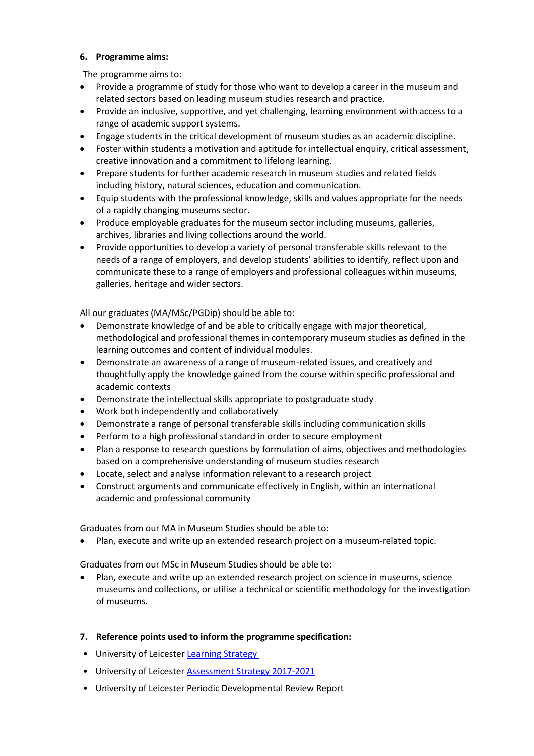### 6. Programme aims:

The programme aims to:

- Provide a programme of study for those who want to develop a career in the museum and related sectors based on leading museum studies research and practice.
- Provide an inclusive, supportive, and yet challenging, learning environment with access to a range of academic support systems.
- Engage students in the critical development of museum studies as an academic discipline.
- Foster within students a motivation and aptitude for intellectual enquiry, critical assessment, creative innovation and a commitment to lifelong learning.
- Prepare students for further academic research in museum studies and related fields including history, natural sciences, education and communication.
- Equip students with the professional knowledge, skills and values appropriate for the needs of a rapidly changing museums sector.
- Produce employable graduates for the museum sector including museums, galleries, archives, libraries and living collections around the world.
- Provide opportunities to develop a variety of personal transferable skills relevant to the needs of a range of employers, and develop students' abilities to identify, reflect upon and communicate these to a range of employers and professional colleagues within museums, galleries, heritage and wider sectors.

All our graduates (MA/MSc/PGDip) should be able to:

- Demonstrate knowledge of and be able to critically engage with major theoretical, methodological and professional themes in contemporary museum studies as defined in the learning outcomes and content of individual modules.
- Demonstrate an awareness of a range of museum-related issues, and creatively and thoughtfully apply the knowledge gained from the course within specific professional and academic contexts
- Demonstrate the intellectual skills appropriate to postgraduate study
- Work both independently and collaboratively
- Demonstrate a range of personal transferable skills including communication skills
- Perform to a high professional standard in order to secure employment
- Plan a response to research questions by formulation of aims, objectives and methodologies based on a comprehensive understanding of museum studies research
- Locate, select and analyse information relevant to a research project
- Construct arguments and communicate effectively in English, within an international academic and professional community

Graduates from our MA in Museum Studies should be able to:

- Plan, execute and write up an extended research project on a museum-related topic.

Graduates from our MSc in Museum Studies should be able to:

- Plan, execute and write up an extended research project on science in museums, science museums and collections, or utilise a technical or scientific methodology for the investigation of museums.

### 7. Reference points used to inform the programme specification:

- University of Leicester [Learning Strategy]
- University of Leicester [Assessment Strategy 2017-2021]
- University of Leicester Periodic Developmental Review Report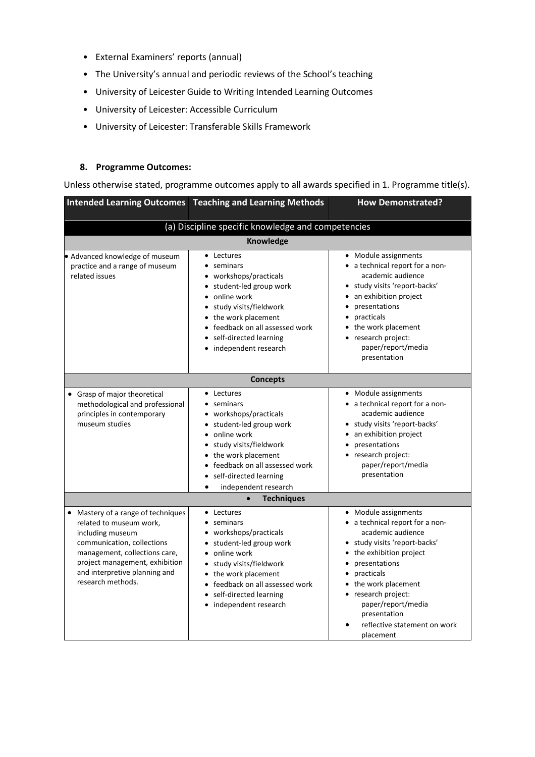- External Examiners' reports (annual)
- The University's annual and periodic reviews of the School's teaching
- University of Leicester Guide to Writing Intended Learning Outcomes
- University of Leicester: Accessible Curriculum
- University of Leicester: Transferable Skills Framework

## 8. Programme Outcomes:

Unless otherwise stated, programme outcomes apply to all awards specified in 1. Programme title(s).

| Intended Learning Outcomes | Teaching and Learning Methods | How Demonstrated? |
|---|---|---|
| **(a) Discipline specific knowledge and competencies** | | |
| **Knowledge** | | |
| • Advanced knowledge of museum practice and a range of museum related issues | • Lectures<br>• seminars<br>• workshops/practicals<br>• student-led group work<br>• online work<br>• study visits/fieldwork<br>• the work placement<br>• feedback on all assessed work<br>• self-directed learning<br>• independent research | • Module assignments<br>• a technical report for a non-academic audience<br>• study visits 'report-backs'<br>• an exhibition project<br>• presentations<br>• practicals<br>• the work placement<br>• research project: paper/report/media presentation |
| **Concepts** | | |
| • Grasp of major theoretical methodological and professional principles in contemporary museum studies | • Lectures<br>• seminars<br>• workshops/practicals<br>• student-led group work<br>• online work<br>• study visits/fieldwork<br>• the work placement<br>• feedback on all assessed work<br>• self-directed learning<br>• independent research | • Module assignments<br>• a technical report for a non-academic audience<br>• study visits 'report-backs'<br>• an exhibition project<br>• presentations<br>• research project: paper/report/media presentation |
| **Techniques** | | |
| • Mastery of a range of techniques related to museum work, including museum communication, collections management, collections care, project management, exhibition and interpretive planning and research methods. | • Lectures<br>• seminars<br>• workshops/practicals<br>• student-led group work<br>• online work<br>• study visits/fieldwork<br>• the work placement<br>• feedback on all assessed work<br>• self-directed learning<br>• independent research | • Module assignments<br>• a technical report for a non-academic audience<br>• study visits 'report-backs'<br>• the exhibition project<br>• presentations<br>• practicals<br>• the work placement<br>• research project: paper/report/media presentation<br>• reflective statement on work placement |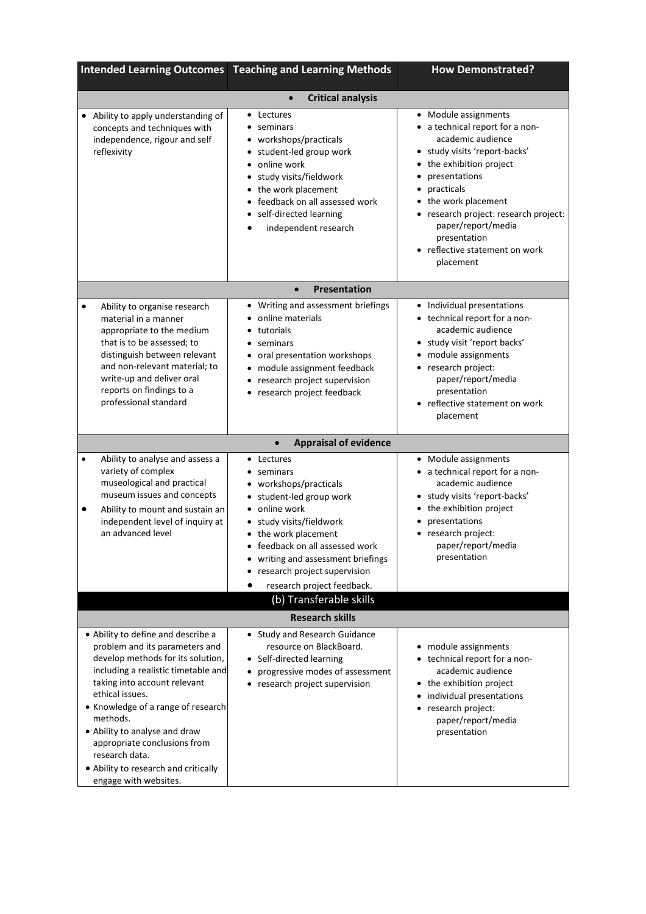| Intended Learning Outcomes | Teaching and Learning Methods | How Demonstrated? |
|---|---|---|
| **Critical analysis** | | |
| • Ability to apply understanding of concepts and techniques with independence, rigour and self reflexivity | • Lectures<br>• seminars<br>• workshops/practicals<br>• student-led group work<br>• online work<br>• study visits/fieldwork<br>• the work placement<br>• feedback on all assessed work<br>• self-directed learning<br>• independent research | • Module assignments<br>• a technical report for a non-academic audience<br>• study visits 'report-backs'<br>• the exhibition project<br>• presentations<br>• practicals<br>• the work placement<br>• research project: research project: paper/report/media presentation<br>• reflective statement on work placement |
| **Presentation** | | |
| • Ability to organise research material in a manner appropriate to the medium that is to be assessed; to distinguish between relevant and non-relevant material; to write-up and deliver oral reports on findings to a professional standard | • Writing and assessment briefings<br>• online materials<br>• tutorials<br>• seminars<br>• oral presentation workshops<br>• module assignment feedback<br>• research project supervision<br>• research project feedback | • Individual presentations<br>• technical report for a non-academic audience<br>• study visit 'report backs'<br>• module assignments<br>• research project: paper/report/media presentation<br>• reflective statement on work placement |
| **Appraisal of evidence** | | |
| • Ability to analyse and assess a variety of complex museological and practical museum issues and concepts<br>• Ability to mount and sustain an independent level of inquiry at an advanced level | • Lectures<br>• seminars<br>• workshops/practicals<br>• student-led group work<br>• online work<br>• study visits/fieldwork<br>• the work placement<br>• feedback on all assessed work<br>• writing and assessment briefings<br>• research project supervision<br>• research project feedback. | • Module assignments<br>• a technical report for a non-academic audience<br>• study visits 'report-backs'<br>• the exhibition project<br>• presentations<br>• research project: paper/report/media presentation |
| **(b) Transferable skills** | | |
| **Research skills** | | |
| • Ability to define and describe a problem and its parameters and develop methods for its solution, including a realistic timetable and taking into account relevant ethical issues.<br>• Knowledge of a range of research methods.<br>• Ability to analyse and draw appropriate conclusions from research data.<br>• Ability to research and critically engage with websites. | • Study and Research Guidance resource on BlackBoard.<br>• Self-directed learning<br>• progressive modes of assessment<br>• research project supervision | • module assignments<br>• technical report for a non-academic audience<br>• the exhibition project<br>• individual presentations<br>• research project: paper/report/media presentation |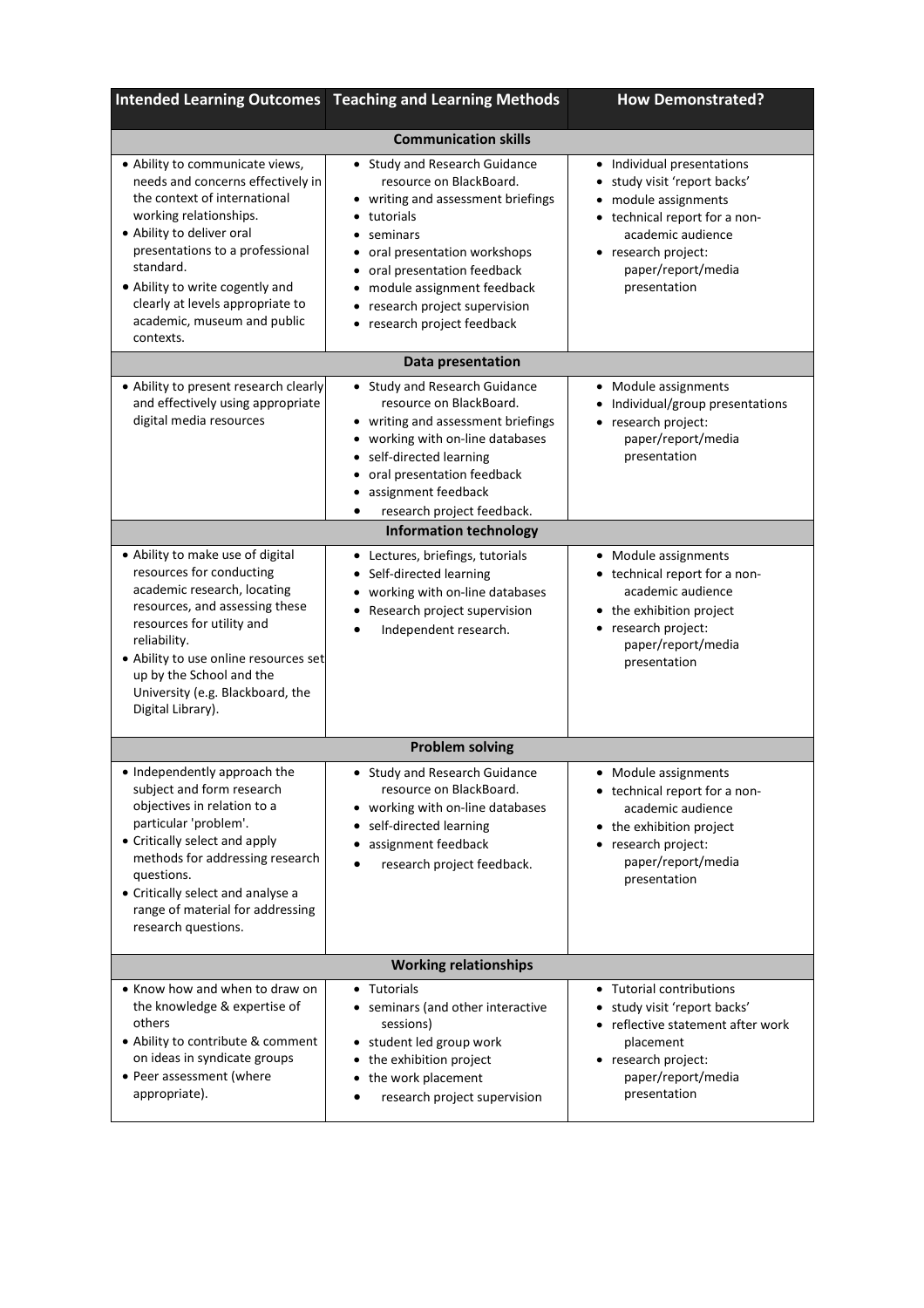| Intended Learning Outcomes | Teaching and Learning Methods | How Demonstrated? |
|---|---|---|
| **Communication skills** | | |
| • Ability to communicate views, needs and concerns effectively in the context of international working relationships.<br>• Ability to deliver oral presentations to a professional standard.<br>• Ability to write cogently and clearly at levels appropriate to academic, museum and public contexts. | • Study and Research Guidance resource on BlackBoard.<br>• writing and assessment briefings<br>• tutorials<br>• seminars<br>• oral presentation workshops<br>• oral presentation feedback<br>• module assignment feedback<br>• research project supervision<br>• research project feedback | • Individual presentations<br>• study visit 'report backs'<br>• module assignments<br>• technical report for a non-academic audience<br>• research project: paper/report/media presentation |
| **Data presentation** | | |
| • Ability to present research clearly and effectively using appropriate digital media resources | • Study and Research Guidance resource on BlackBoard.<br>• writing and assessment briefings<br>• working with on-line databases<br>• self-directed learning<br>• oral presentation feedback<br>• assignment feedback<br>• research project feedback. | • Module assignments<br>• Individual/group presentations<br>• research project: paper/report/media presentation |
| **Information technology** | | |
| • Ability to make use of digital resources for conducting academic research, locating resources, and assessing these resources for utility and reliability.<br>• Ability to use online resources set up by the School and the University (e.g. Blackboard, the Digital Library). | • Lectures, briefings, tutorials<br>• Self-directed learning<br>• working with on-line databases<br>• Research project supervision<br>• Independent research. | • Module assignments<br>• technical report for a non-academic audience<br>• the exhibition project<br>• research project: paper/report/media presentation |
| **Problem solving** | | |
| • Independently approach the subject and form research objectives in relation to a particular 'problem'.<br>• Critically select and apply methods for addressing research questions.<br>• Critically select and analyse a range of material for addressing research questions. | • Study and Research Guidance resource on BlackBoard.<br>• working with on-line databases<br>• self-directed learning<br>• assignment feedback<br>• research project feedback. | • Module assignments<br>• technical report for a non-academic audience<br>• the exhibition project<br>• research project: paper/report/media presentation |
| **Working relationships** | | |
| • Know how and when to draw on the knowledge & expertise of others<br>• Ability to contribute & comment on ideas in syndicate groups<br>• Peer assessment (where appropriate). | • Tutorials<br>• seminars (and other interactive sessions)<br>• student led group work<br>• the exhibition project<br>• the work placement<br>• research project supervision | • Tutorial contributions<br>• study visit 'report backs'<br>• reflective statement after work placement<br>• research project: paper/report/media presentation |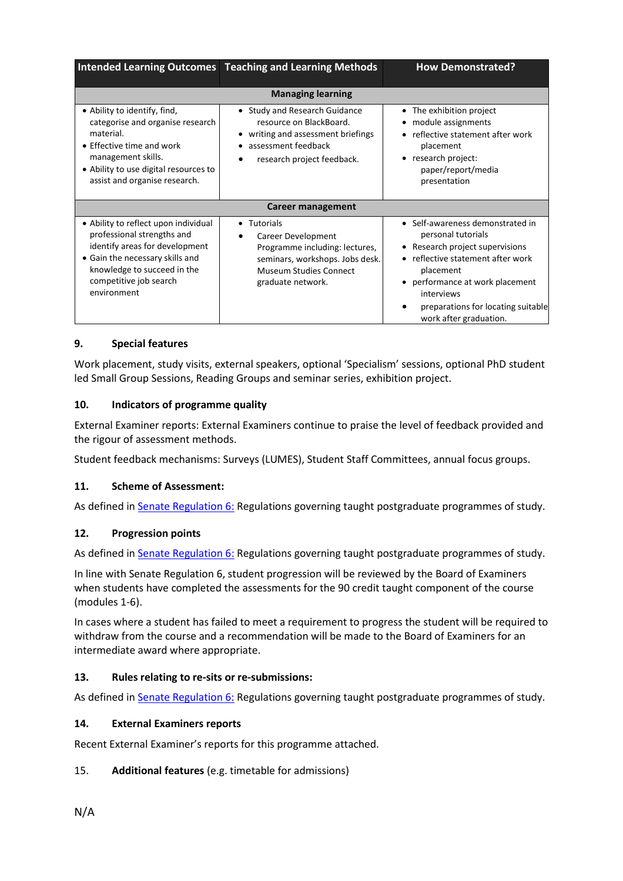| Intended Learning Outcomes | Teaching and Learning Methods | How Demonstrated? |
|---|---|---|
| **Managing learning** | | |
| • Ability to identify, find, categorise and organise research material.<br>• Effective time and work management skills.<br>• Ability to use digital resources to assist and organise research. | • Study and Research Guidance resource on BlackBoard.<br>• writing and assessment briefings<br>• assessment feedback<br>• research project feedback. | • The exhibition project<br>• module assignments<br>• reflective statement after work placement<br>• research project: paper/report/media presentation |
| **Career management** | | |
| • Ability to reflect upon individual professional strengths and identify areas for development<br>• Gain the necessary skills and knowledge to succeed in the competitive job search environment | • Tutorials<br>• Career Development Programme including: lectures, seminars, workshops. Jobs desk. Museum Studies Connect graduate network. | • Self-awareness demonstrated in personal tutorials<br>• Research project supervisions<br>• reflective statement after work placement<br>• performance at work placement interviews<br>• preparations for locating suitable work after graduation. |

## 9. Special features

Work placement, study visits, external speakers, optional 'Specialism' sessions, optional PhD student led Small Group Sessions, Reading Groups and seminar series, exhibition project.

## 10. Indicators of programme quality

External Examiner reports: External Examiners continue to praise the level of feedback provided and the rigour of assessment methods.

Student feedback mechanisms: Surveys (LUMES), Student Staff Committees, annual focus groups.

## 11. Scheme of Assessment:

As defined in Senate Regulation 6: Regulations governing taught postgraduate programmes of study.

## 12. Progression points

As defined in Senate Regulation 6: Regulations governing taught postgraduate programmes of study.

In line with Senate Regulation 6, student progression will be reviewed by the Board of Examiners when students have completed the assessments for the 90 credit taught component of the course (modules 1-6).

In cases where a student has failed to meet a requirement to progress the student will be required to withdraw from the course and a recommendation will be made to the Board of Examiners for an intermediate award where appropriate.

## 13. Rules relating to re-sits or re-submissions:

As defined in Senate Regulation 6: Regulations governing taught postgraduate programmes of study.

## 14. External Examiners reports

Recent External Examiner's reports for this programme attached.

## 15. **Additional features** (e.g. timetable for admissions)

N/A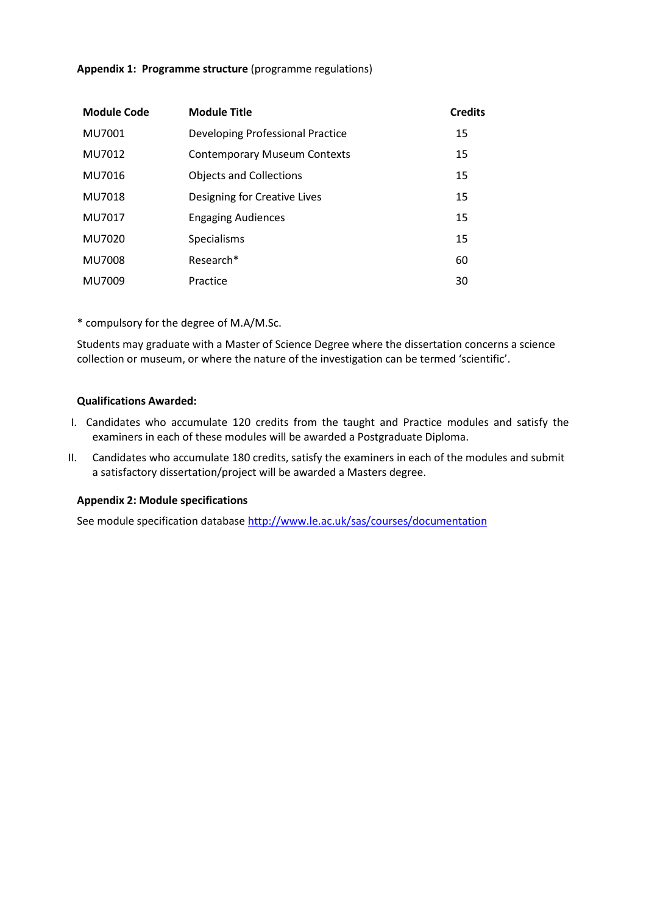**Appendix 1: Programme structure** (programme regulations)

| Module Code | Module Title | Credits |
|---|---|---|
| MU7001 | Developing Professional Practice | 15 |
| MU7012 | Contemporary Museum Contexts | 15 |
| MU7016 | Objects and Collections | 15 |
| MU7018 | Designing for Creative Lives | 15 |
| MU7017 | Engaging Audiences | 15 |
| MU7020 | Specialisms | 15 |
| MU7008 | Research* | 60 |
| MU7009 | Practice | 30 |

* compulsory for the degree of M.A/M.Sc.

Students may graduate with a Master of Science Degree where the dissertation concerns a science collection or museum, or where the nature of the investigation can be termed 'scientific'.

**Qualifications Awarded:**

I. Candidates who accumulate 120 credits from the taught and Practice modules and satisfy the examiners in each of these modules will be awarded a Postgraduate Diploma.

II. Candidates who accumulate 180 credits, satisfy the examiners in each of the modules and submit a satisfactory dissertation/project will be awarded a Masters degree.

**Appendix 2: Module specifications**

See module specification database http://www.le.ac.uk/sas/courses/documentation